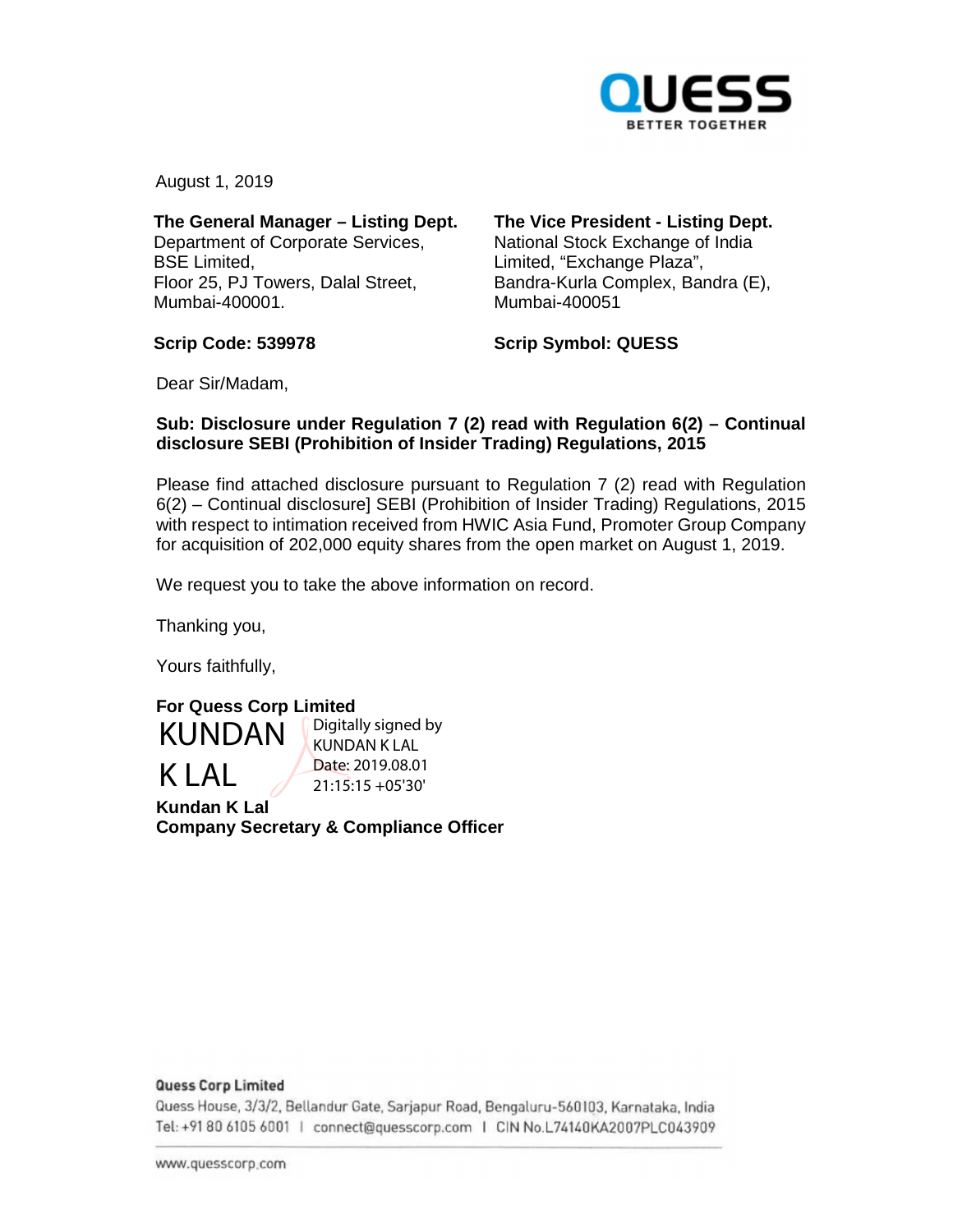QUESS
BETTER TOGETHER

August 1, 2019

**The General Manager – Listing Dept.**
Department of Corporate Services,
BSE Limited,
Floor 25, PJ Towers, Dalal Street,
Mumbai-400001.

**Scrip Code: 539978**

**The Vice President - Listing Dept.**
National Stock Exchange of India
Limited, "Exchange Plaza",
Bandra-Kurla Complex, Bandra (E),
Mumbai-400051

**Scrip Symbol: QUESS**

Dear Sir/Madam,

**Sub: Disclosure under Regulation 7 (2) read with Regulation 6(2) – Continual disclosure SEBI (Prohibition of Insider Trading) Regulations, 2015**

Please find attached disclosure pursuant to Regulation 7 (2) read with Regulation 6(2) – Continual disclosure] SEBI (Prohibition of Insider Trading) Regulations, 2015 with respect to intimation received from HWIC Asia Fund, Promoter Group Company for acquisition of 202,000 equity shares from the open market on August 1, 2019.

We request you to take the above information on record.

Thanking you,

Yours faithfully,

**For Quess Corp Limited**

KUNDAN K LAL
Digitally signed by KUNDAN K LAL
Date: 2019.08.01 21:15:15 +05'30'

**Kundan K Lal**
**Company Secretary & Compliance Officer**

**Quess Corp Limited**
Quess House, 3/3/2, Bellandur Gate, Sarjapur Road, Bengaluru-560103, Karnataka, India
Tel: +91 80 6105 6001 | connect@quesscorp.com | CIN No.L74140KA2007PLC043909

www.quesscorp.com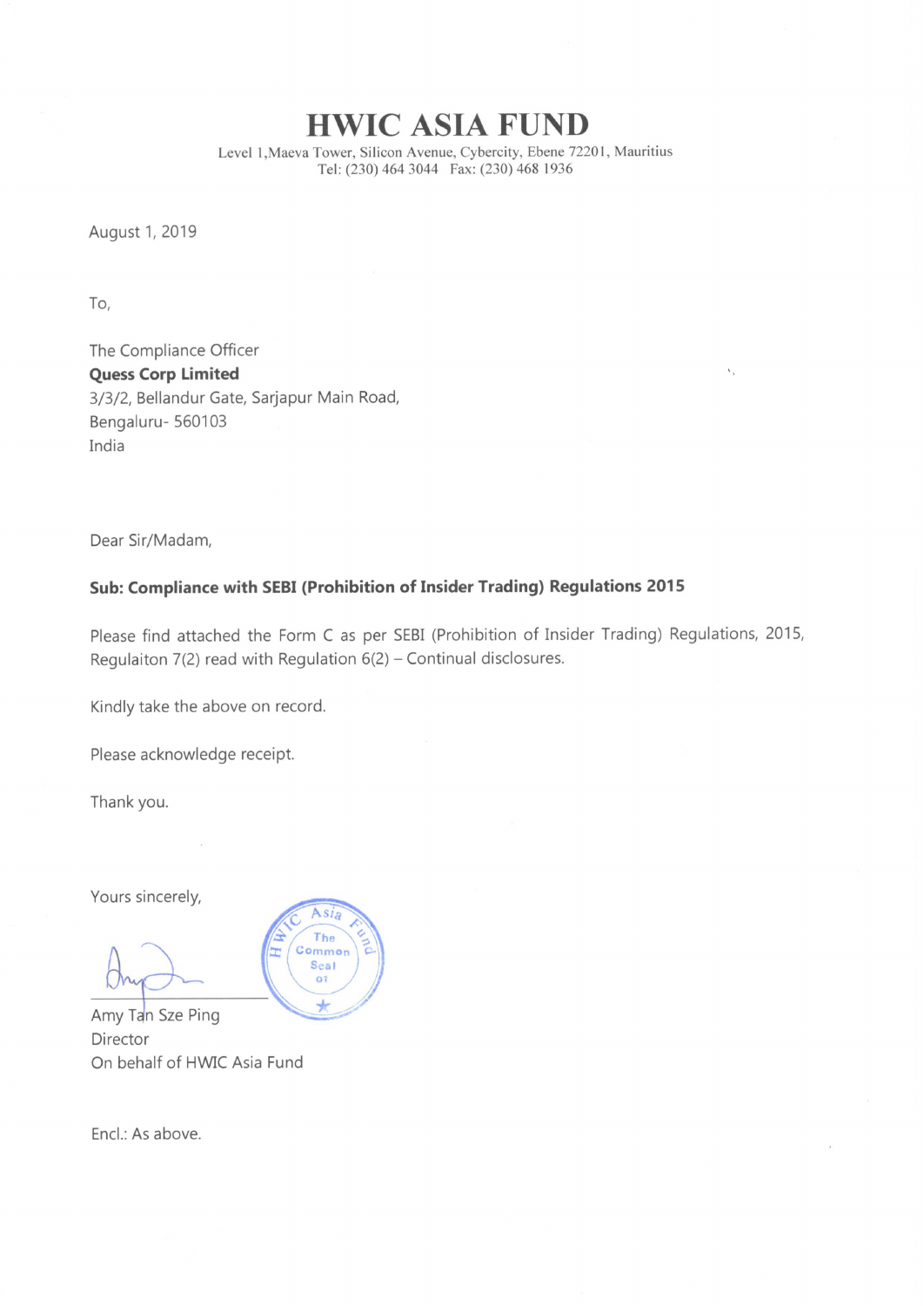# HWIC ASIA FUND

Level 1,Maeva Tower, Silicon Avenue, Cybercity, Ebene 72201, Mauritius
Tel: (230) 464 3044 Fax: (230) 468 1936

August 1, 2019

To,

The Compliance Officer
**Quess Corp Limited**
3/3/2, Bellandur Gate, Sarjapur Main Road,
Bengaluru- 560103
India

Dear Sir/Madam,

**Sub: Compliance with SEBI (Prohibition of Insider Trading) Regulations 2015**

Please find attached the Form C as per SEBI (Prohibition of Insider Trading) Regulations, 2015, Regulaiton 7(2) read with Regulation 6(2) – Continual disclosures.

Kindly take the above on record.

Please acknowledge receipt.

Thank you.

Yours sincerely,

Amy Tan Sze Ping
Director
On behalf of HWIC Asia Fund

Encl.: As above.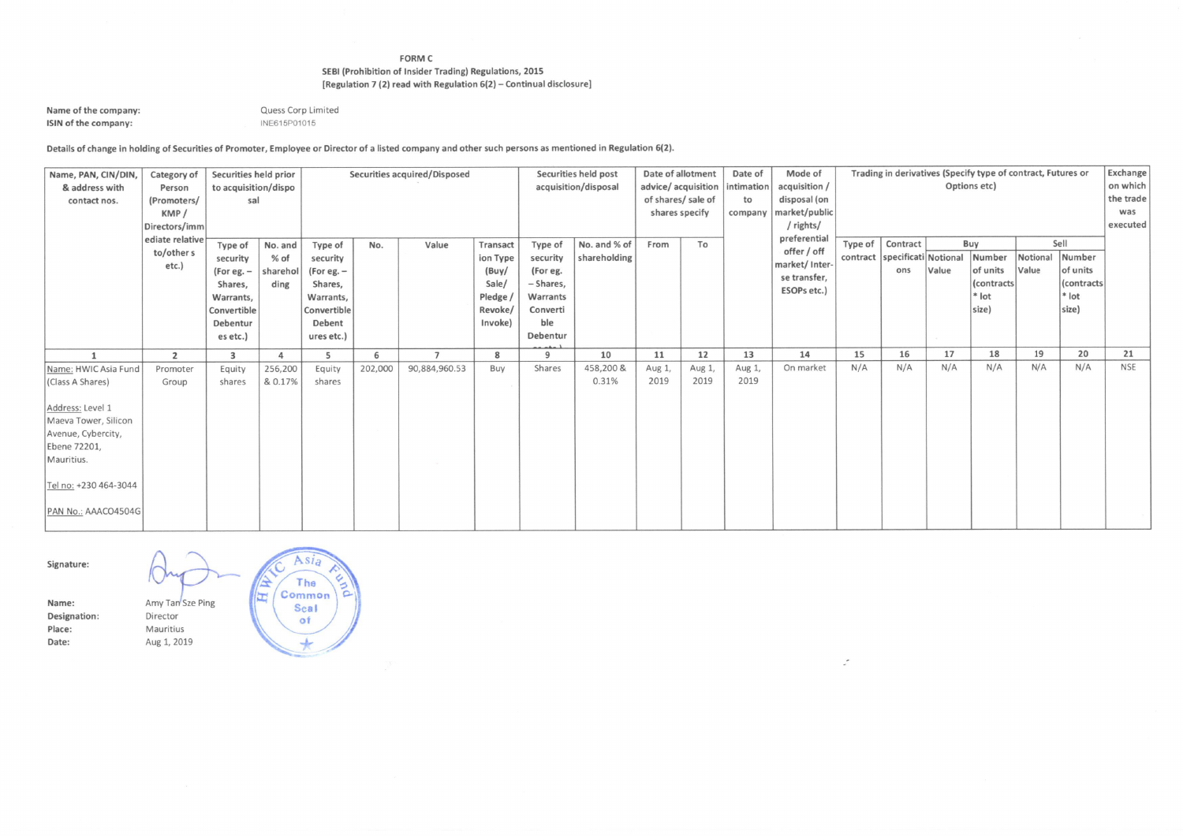**FORM C**

**SEBI (Prohibition of Insider Trading) Regulations, 2015**

**[Regulation 7 (2) read with Regulation 6(2) – Continual disclosure]**

**Name of the company:** Quess Corp Limited

**ISIN of the company:** INE615P01015

**Details of change in holding of Securities of Promoter, Employee or Director of a listed company and other such persons as mentioned in Regulation 6(2).**

| Name, PAN, CIN/DIN, & address with contact nos. | Category of Person (Promoters/ KMP / Directors/immediate relative to/others etc.) | Securities held prior to acquisition/disposal | | Securities acquired/Disposed | | | | Securities held post acquisition/disposal | | Date of allotment advice/ acquisition of shares/ sale of shares specify | | Date of intimation to company | Mode of acquisition / disposal (on market/public / rights/ preferential offer / off market/ Inter-se transfer, ESOPs etc.) | Trading in derivatives (Specify type of contract, Futures or Options etc) | | | | | | Exchange on which the trade was executed |
|---|---|---|---|---|---|---|---|---|---|---|---|---|---|---|---|---|---|---|---|---|
| | | Type of security (For eg. – Shares, Warrants, Convertible Debentures etc.) | No. and % of shareholding | Type of security (For eg. – Shares, Warrants, Convertible Debentures etc.) | No. | Value | Transaction Type (Buy/ Sale/ Pledge / Revoke/ Invoke) | Type of security (For eg. – Shares, Warrants Convertible Debentures etc.) | No. and % of shareholding | From | To | | | Type of contract | Contract specifications | Buy | | Sell | | |
| | | | | | | | | | | | | | | | | Notional Value | Number of units (contracts * lot size) | Notional Value | Number of units (contracts * lot size) | |
| 1 | 2 | 3 | 4 | 5 | 6 | 7 | 8 | 9 | 10 | 11 | 12 | 13 | 14 | 15 | 16 | 17 | 18 | 19 | 20 | 21 |
| Name: HWIC Asia Fund (Class A Shares)<br><br>Address: Level 1 Maeva Tower, Silicon Avenue, Cybercity, Ebene 72201, Mauritius.<br><br>Tel no: +230 464-3044<br><br>PAN No.: AAACO4504G | Promoter Group | Equity shares | 256,200 & 0.17% | Equity shares | 202,000 | 90,884,960.53 | Buy | Shares | 458,200 & 0.31% | Aug 1, 2019 | Aug 1, 2019 | Aug 1, 2019 | On market | N/A | N/A | N/A | N/A | N/A | N/A | NSE |

**Signature:**

**Name:** Amy Tan Sze Ping

**Designation:** Director

**Place:** Mauritius

**Date:** Aug 1, 2019

HWIC Asia Fund
The Common Seal of